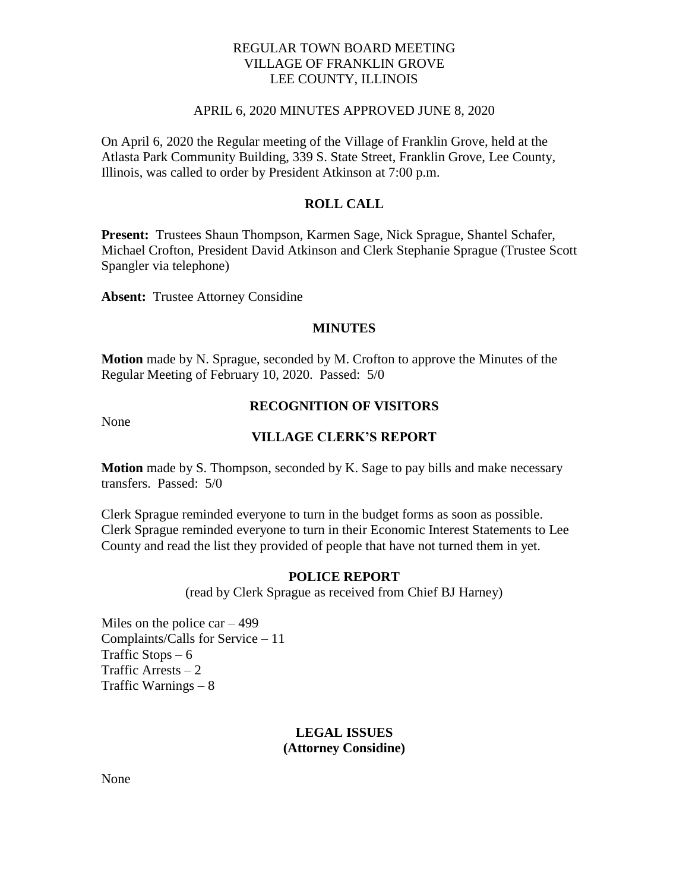REGULAR TOWN BOARD MEETING
VILLAGE OF FRANKLIN GROVE
LEE COUNTY, ILLINOIS

APRIL 6, 2020 MINUTES APPROVED JUNE 8, 2020

On April 6, 2020 the Regular meeting of the Village of Franklin Grove, held at the Atlasta Park Community Building, 339 S. State Street, Franklin Grove, Lee County, Illinois, was called to order by President Atkinson at 7:00 p.m.

## ROLL CALL

**Present:** Trustees Shaun Thompson, Karmen Sage, Nick Sprague, Shantel Schafer, Michael Crofton, President David Atkinson and Clerk Stephanie Sprague (Trustee Scott Spangler via telephone)

**Absent:** Trustee Attorney Considine

## MINUTES

**Motion** made by N. Sprague, seconded by M. Crofton to approve the Minutes of the Regular Meeting of February 10, 2020. Passed: 5/0

## RECOGNITION OF VISITORS

None

## VILLAGE CLERK'S REPORT

**Motion** made by S. Thompson, seconded by K. Sage to pay bills and make necessary transfers. Passed: 5/0

Clerk Sprague reminded everyone to turn in the budget forms as soon as possible. Clerk Sprague reminded everyone to turn in their Economic Interest Statements to Lee County and read the list they provided of people that have not turned them in yet.

## POLICE REPORT

(read by Clerk Sprague as received from Chief BJ Harney)

Miles on the police car – 499
Complaints/Calls for Service – 11
Traffic Stops – 6
Traffic Arrests – 2
Traffic Warnings – 8

## LEGAL ISSUES
## (Attorney Considine)

None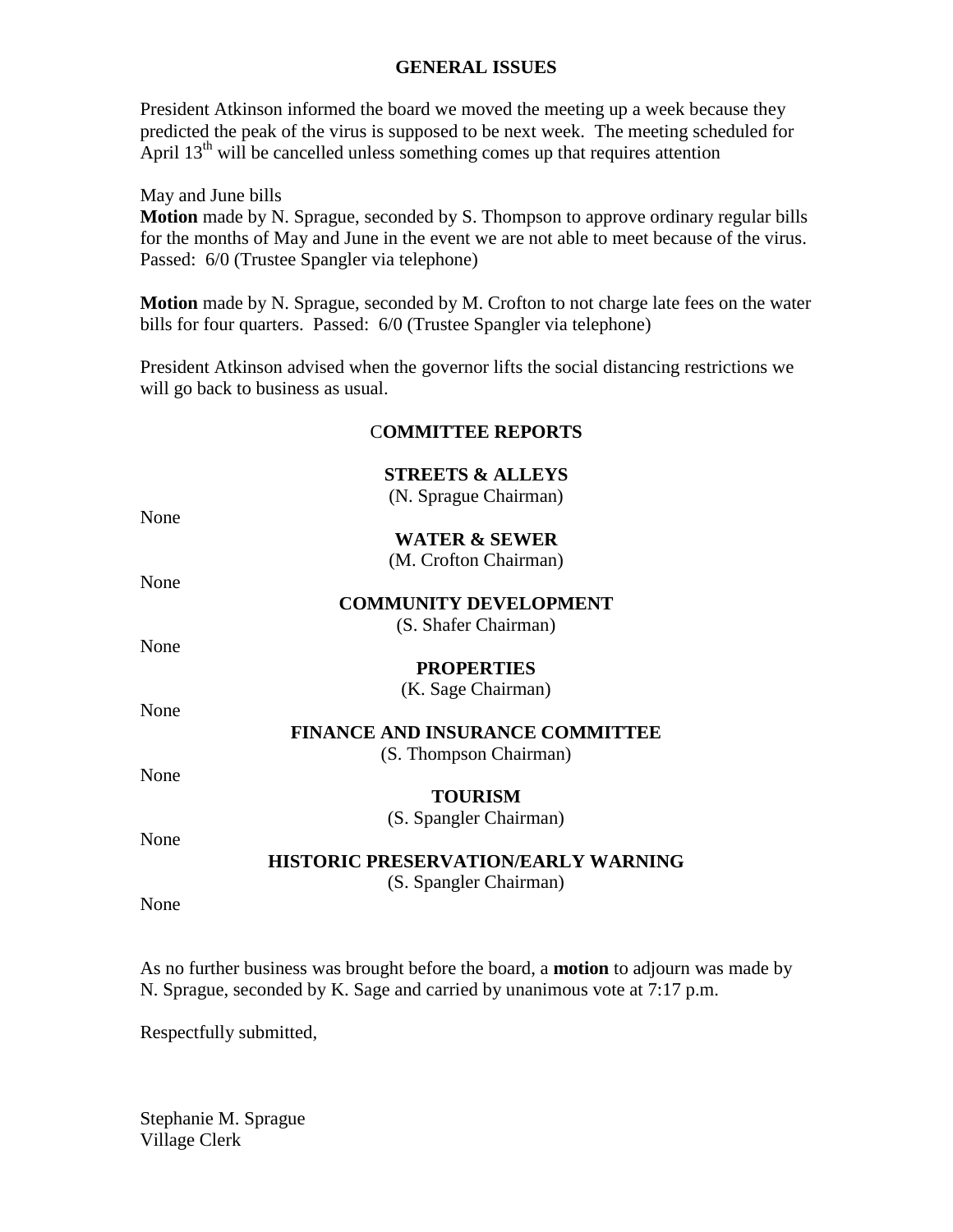## GENERAL ISSUES

President Atkinson informed the board we moved the meeting up a week because they predicted the peak of the virus is supposed to be next week. The meeting scheduled for April 13th will be cancelled unless something comes up that requires attention

May and June bills

**Motion** made by N. Sprague, seconded by S. Thompson to approve ordinary regular bills for the months of May and June in the event we are not able to meet because of the virus. Passed: 6/0 (Trustee Spangler via telephone)

**Motion** made by N. Sprague, seconded by M. Crofton to not charge late fees on the water bills for four quarters. Passed: 6/0 (Trustee Spangler via telephone)

President Atkinson advised when the governor lifts the social distancing restrictions we will go back to business as usual.

## COMMITTEE REPORTS

### STREETS & ALLEYS
(N. Sprague Chairman)

None

### WATER & SEWER
(M. Crofton Chairman)

None

### COMMUNITY DEVELOPMENT
(S. Shafer Chairman)

None

### PROPERTIES
(K. Sage Chairman)

None

### FINANCE AND INSURANCE COMMITTEE
(S. Thompson Chairman)

None

### TOURISM
(S. Spangler Chairman)

None

### HISTORIC PRESERVATION/EARLY WARNING
(S. Spangler Chairman)

None

As no further business was brought before the board, a **motion** to adjourn was made by N. Sprague, seconded by K. Sage and carried by unanimous vote at 7:17 p.m.

Respectfully submitted,

Stephanie M. Sprague
Village Clerk